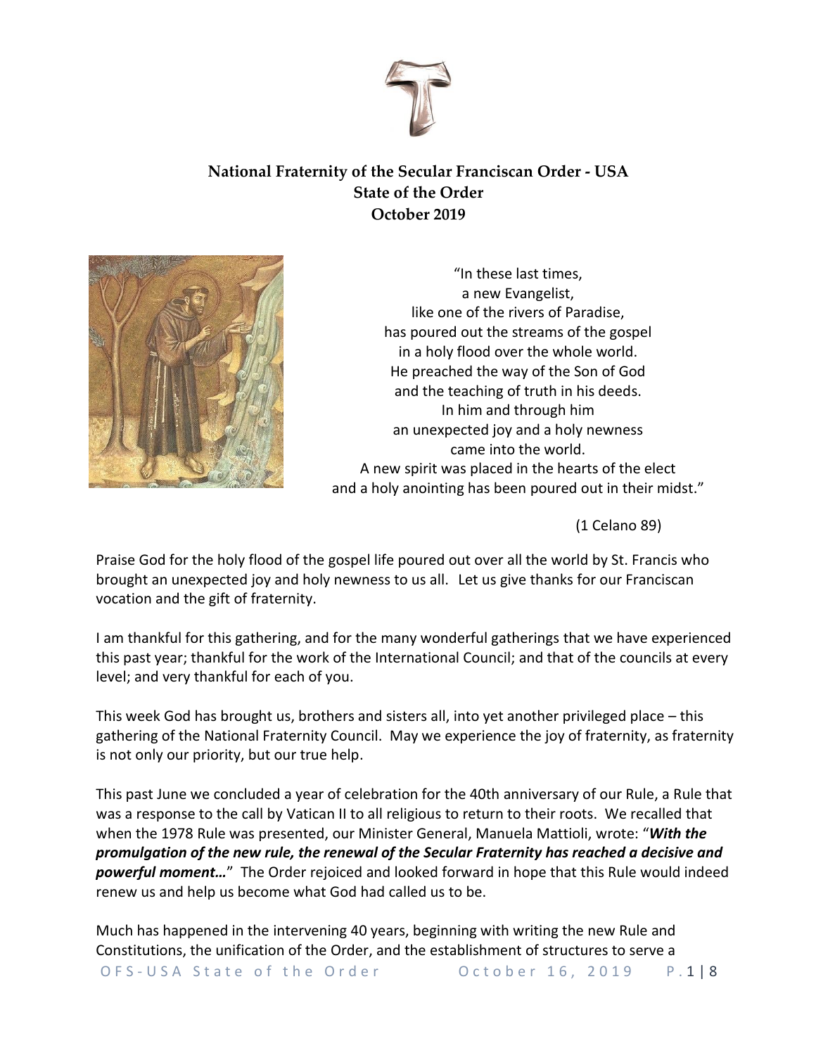**National Fraternity of the Secular Franciscan Order - USA**
**State of the Order**
**October 2019**

"In these last times,
a new Evangelist,
like one of the rivers of Paradise,
has poured out the streams of the gospel
in a holy flood over the whole world.
He preached the way of the Son of God
and the teaching of truth in his deeds.
In him and through him
an unexpected joy and a holy newness
came into the world.
A new spirit was placed in the hearts of the elect
and a holy anointing has been poured out in their midst."

(1 Celano 89)

Praise God for the holy flood of the gospel life poured out over all the world by St. Francis who brought an unexpected joy and holy newness to us all. Let us give thanks for our Franciscan vocation and the gift of fraternity.

I am thankful for this gathering, and for the many wonderful gatherings that we have experienced this past year; thankful for the work of the International Council; and that of the councils at every level; and very thankful for each of you.

This week God has brought us, brothers and sisters all, into yet another privileged place – this gathering of the National Fraternity Council. May we experience the joy of fraternity, as fraternity is not only our priority, but our true help.

This past June we concluded a year of celebration for the 40th anniversary of our Rule, a Rule that was a response to the call by Vatican II to all religious to return to their roots. We recalled that when the 1978 Rule was presented, our Minister General, Manuela Mattioli, wrote: "***With the promulgation of the new rule, the renewal of the Secular Fraternity has reached a decisive and powerful moment…***" The Order rejoiced and looked forward in hope that this Rule would indeed renew us and help us become what God had called us to be.

Much has happened in the intervening 40 years, beginning with writing the new Rule and Constitutions, the unification of the Order, and the establishment of structures to serve a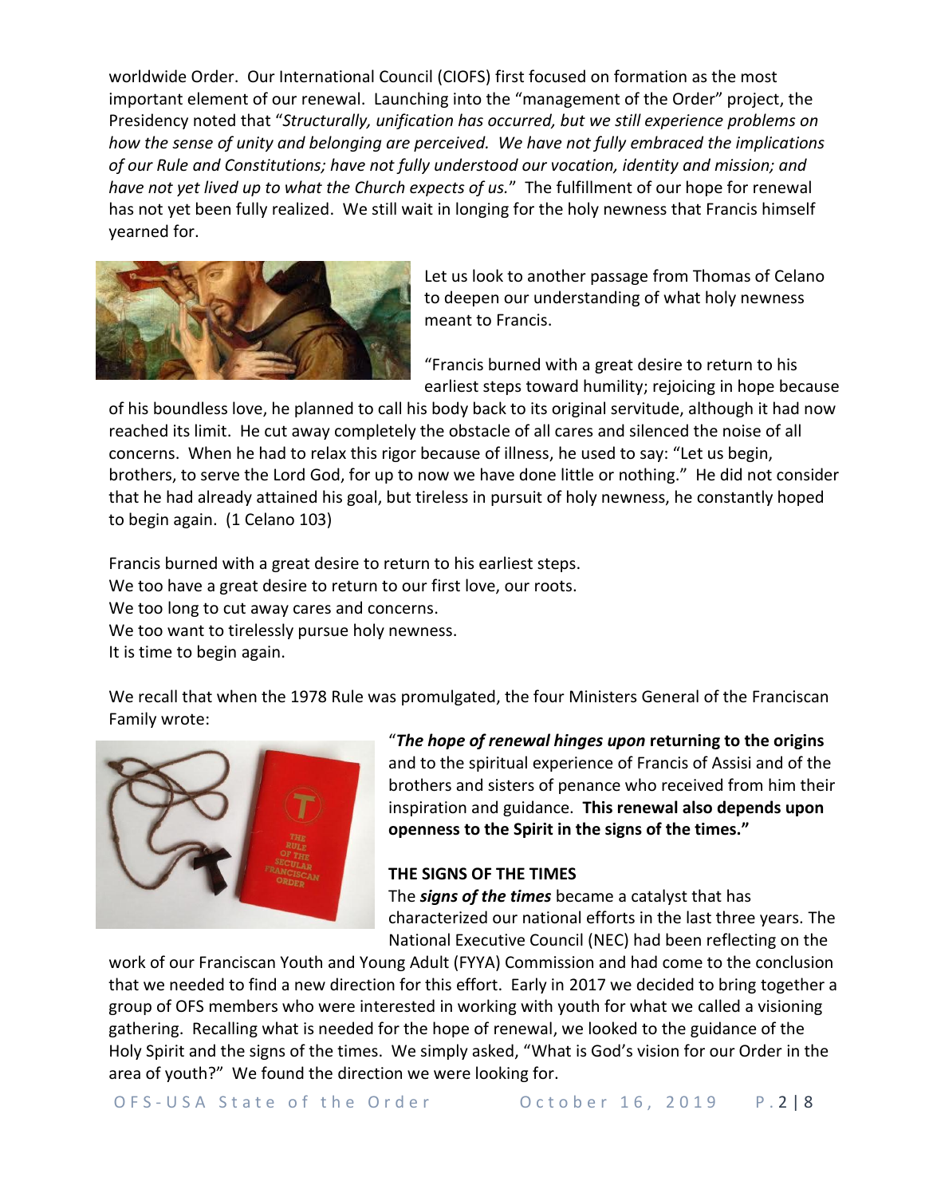worldwide Order. Our International Council (CIOFS) first focused on formation as the most important element of our renewal. Launching into the "management of the Order" project, the Presidency noted that "*Structurally, unification has occurred, but we still experience problems on how the sense of unity and belonging are perceived. We have not fully embraced the implications of our Rule and Constitutions; have not fully understood our vocation, identity and mission; and have not yet lived up to what the Church expects of us.*" The fulfillment of our hope for renewal has not yet been fully realized. We still wait in longing for the holy newness that Francis himself yearned for.

Let us look to another passage from Thomas of Celano to deepen our understanding of what holy newness meant to Francis.

"Francis burned with a great desire to return to his earliest steps toward humility; rejoicing in hope because of his boundless love, he planned to call his body back to its original servitude, although it had now reached its limit. He cut away completely the obstacle of all cares and silenced the noise of all concerns. When he had to relax this rigor because of illness, he used to say: "Let us begin, brothers, to serve the Lord God, for up to now we have done little or nothing." He did not consider that he had already attained his goal, but tireless in pursuit of holy newness, he constantly hoped to begin again. (1 Celano 103)

Francis burned with a great desire to return to his earliest steps.
We too have a great desire to return to our first love, our roots.
We too long to cut away cares and concerns.
We too want to tirelessly pursue holy newness.
It is time to begin again.

We recall that when the 1978 Rule was promulgated, the four Ministers General of the Franciscan Family wrote:

"***The hope of renewal hinges upon* returning to the origins** and to the spiritual experience of Francis of Assisi and of the brothers and sisters of penance who received from him their inspiration and guidance. **This renewal also depends upon openness to the Spirit in the signs of the times."**

**THE SIGNS OF THE TIMES**

The ***signs of the times*** became a catalyst that has characterized our national efforts in the last three years. The National Executive Council (NEC) had been reflecting on the work of our Franciscan Youth and Young Adult (FYYA) Commission and had come to the conclusion that we needed to find a new direction for this effort. Early in 2017 we decided to bring together a group of OFS members who were interested in working with youth for what we called a visioning gathering. Recalling what is needed for the hope of renewal, we looked to the guidance of the Holy Spirit and the signs of the times. We simply asked, "What is God's vision for our Order in the area of youth?" We found the direction we were looking for.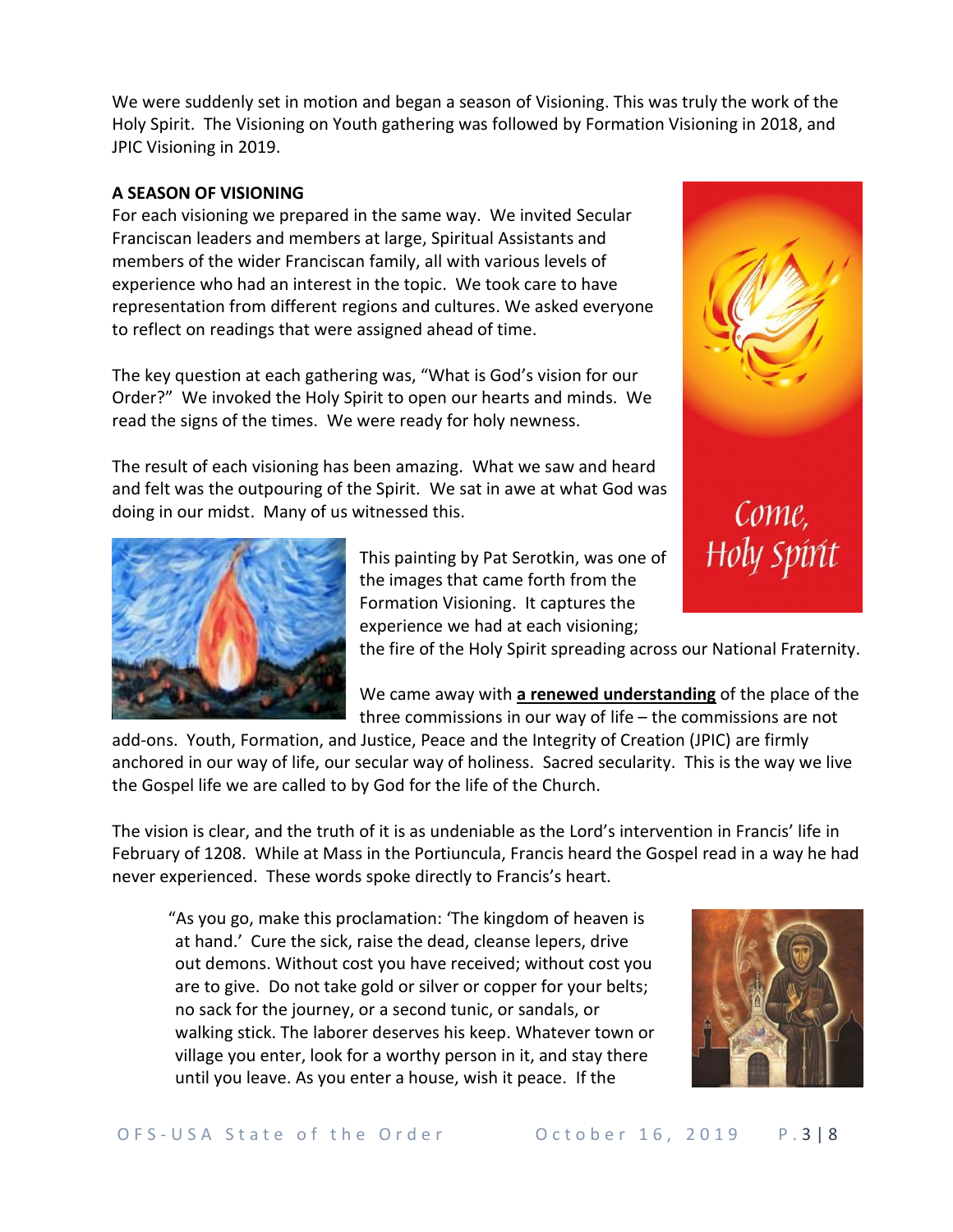We were suddenly set in motion and began a season of Visioning. This was truly the work of the Holy Spirit. The Visioning on Youth gathering was followed by Formation Visioning in 2018, and JPIC Visioning in 2019.

**A SEASON OF VISIONING**

For each visioning we prepared in the same way. We invited Secular Franciscan leaders and members at large, Spiritual Assistants and members of the wider Franciscan family, all with various levels of experience who had an interest in the topic. We took care to have representation from different regions and cultures. We asked everyone to reflect on readings that were assigned ahead of time.

The key question at each gathering was, "What is God's vision for our Order?" We invoked the Holy Spirit to open our hearts and minds. We read the signs of the times. We were ready for holy newness.

The result of each visioning has been amazing. What we saw and heard and felt was the outpouring of the Spirit. We sat in awe at what God was doing in our midst. Many of us witnessed this.

Come, Holy Spirit

This painting by Pat Serotkin, was one of the images that came forth from the Formation Visioning. It captures the experience we had at each visioning; the fire of the Holy Spirit spreading across our National Fraternity.

We came away with **a renewed understanding** of the place of the three commissions in our way of life – the commissions are not add-ons. Youth, Formation, and Justice, Peace and the Integrity of Creation (JPIC) are firmly anchored in our way of life, our secular way of holiness. Sacred secularity. This is the way we live the Gospel life we are called to by God for the life of the Church.

The vision is clear, and the truth of it is as undeniable as the Lord's intervention in Francis' life in February of 1208. While at Mass in the Portiuncula, Francis heard the Gospel read in a way he had never experienced. These words spoke directly to Francis's heart.

> "As you go, make this proclamation: 'The kingdom of heaven is at hand.' Cure the sick, raise the dead, cleanse lepers, drive out demons. Without cost you have received; without cost you are to give. Do not take gold or silver or copper for your belts; no sack for the journey, or a second tunic, or sandals, or walking stick. The laborer deserves his keep. Whatever town or village you enter, look for a worthy person in it, and stay there until you leave. As you enter a house, wish it peace. If the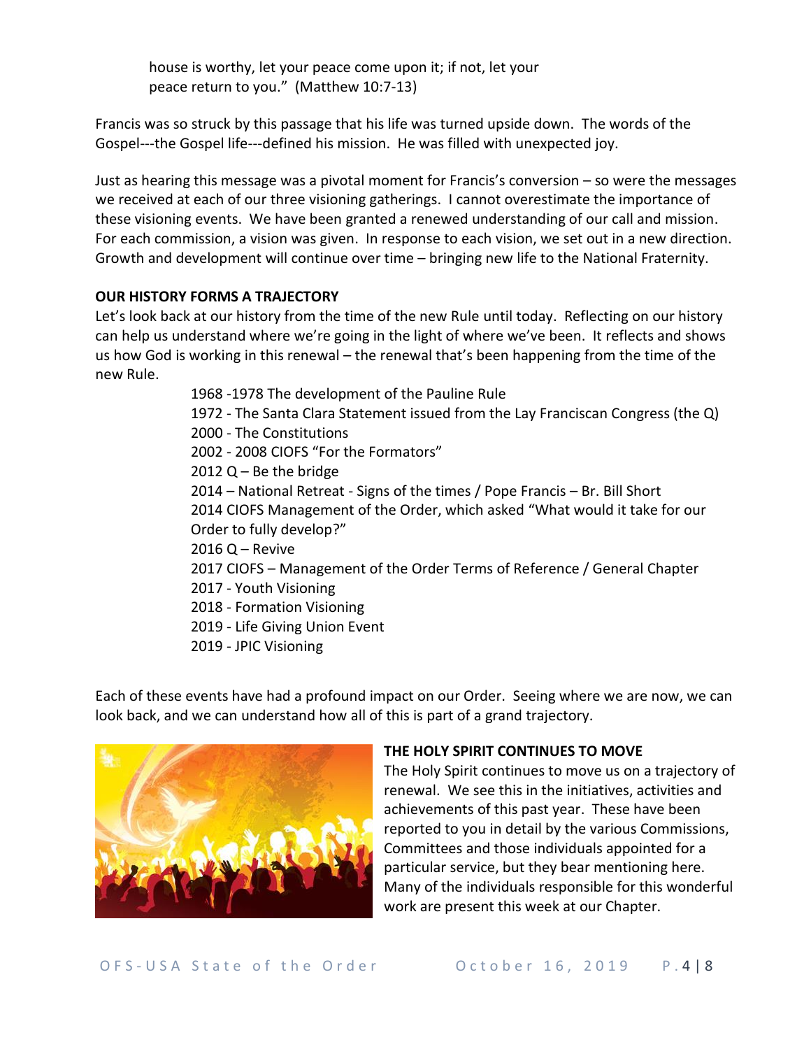house is worthy, let your peace come upon it; if not, let your peace return to you." (Matthew 10:7-13)

Francis was so struck by this passage that his life was turned upside down. The words of the Gospel---the Gospel life---defined his mission. He was filled with unexpected joy.

Just as hearing this message was a pivotal moment for Francis's conversion – so were the messages we received at each of our three visioning gatherings. I cannot overestimate the importance of these visioning events. We have been granted a renewed understanding of our call and mission. For each commission, a vision was given. In response to each vision, we set out in a new direction. Growth and development will continue over time – bringing new life to the National Fraternity.

**OUR HISTORY FORMS A TRAJECTORY**

Let's look back at our history from the time of the new Rule until today. Reflecting on our history can help us understand where we're going in the light of where we've been. It reflects and shows us how God is working in this renewal – the renewal that's been happening from the time of the new Rule.

1968 -1978 The development of the Pauline Rule
1972 - The Santa Clara Statement issued from the Lay Franciscan Congress (the Q)
2000 - The Constitutions
2002 - 2008 CIOFS "For the Formators"
2012 Q – Be the bridge
2014 – National Retreat - Signs of the times / Pope Francis – Br. Bill Short
2014 CIOFS Management of the Order, which asked "What would it take for our Order to fully develop?"
2016 Q – Revive
2017 CIOFS – Management of the Order Terms of Reference / General Chapter
2017 - Youth Visioning
2018 - Formation Visioning
2019 - Life Giving Union Event
2019 - JPIC Visioning

Each of these events have had a profound impact on our Order. Seeing where we are now, we can look back, and we can understand how all of this is part of a grand trajectory.

**THE HOLY SPIRIT CONTINUES TO MOVE**

The Holy Spirit continues to move us on a trajectory of renewal. We see this in the initiatives, activities and achievements of this past year. These have been reported to you in detail by the various Commissions, Committees and those individuals appointed for a particular service, but they bear mentioning here. Many of the individuals responsible for this wonderful work are present this week at our Chapter.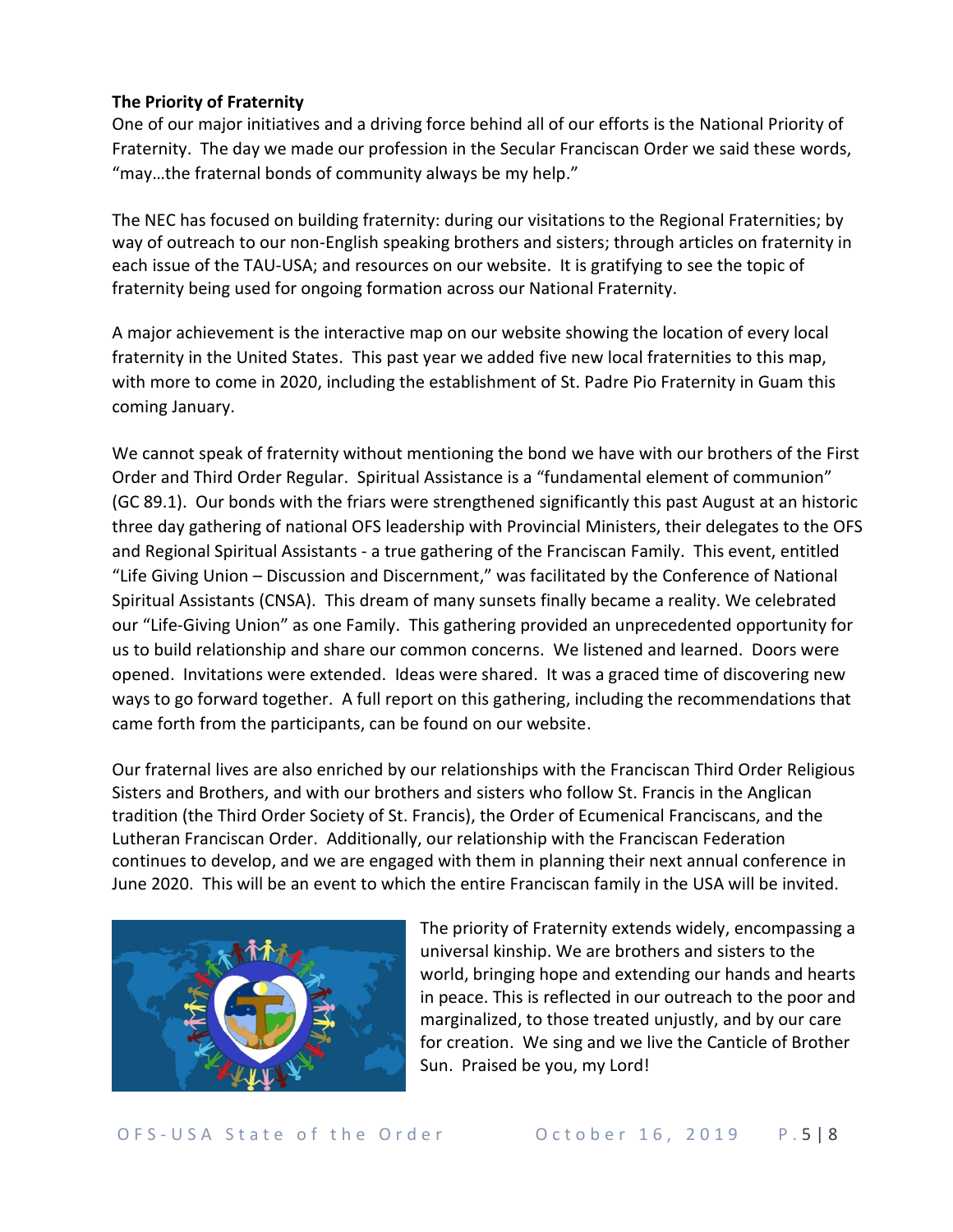**The Priority of Fraternity**

One of our major initiatives and a driving force behind all of our efforts is the National Priority of Fraternity. The day we made our profession in the Secular Franciscan Order we said these words, "may…the fraternal bonds of community always be my help."

The NEC has focused on building fraternity: during our visitations to the Regional Fraternities; by way of outreach to our non-English speaking brothers and sisters; through articles on fraternity in each issue of the TAU-USA; and resources on our website. It is gratifying to see the topic of fraternity being used for ongoing formation across our National Fraternity.

A major achievement is the interactive map on our website showing the location of every local fraternity in the United States. This past year we added five new local fraternities to this map, with more to come in 2020, including the establishment of St. Padre Pio Fraternity in Guam this coming January.

We cannot speak of fraternity without mentioning the bond we have with our brothers of the First Order and Third Order Regular. Spiritual Assistance is a "fundamental element of communion" (GC 89.1). Our bonds with the friars were strengthened significantly this past August at an historic three day gathering of national OFS leadership with Provincial Ministers, their delegates to the OFS and Regional Spiritual Assistants - a true gathering of the Franciscan Family. This event, entitled "Life Giving Union – Discussion and Discernment," was facilitated by the Conference of National Spiritual Assistants (CNSA). This dream of many sunsets finally became a reality. We celebrated our "Life-Giving Union" as one Family. This gathering provided an unprecedented opportunity for us to build relationship and share our common concerns. We listened and learned. Doors were opened. Invitations were extended. Ideas were shared. It was a graced time of discovering new ways to go forward together. A full report on this gathering, including the recommendations that came forth from the participants, can be found on our website.

Our fraternal lives are also enriched by our relationships with the Franciscan Third Order Religious Sisters and Brothers, and with our brothers and sisters who follow St. Francis in the Anglican tradition (the Third Order Society of St. Francis), the Order of Ecumenical Franciscans, and the Lutheran Franciscan Order. Additionally, our relationship with the Franciscan Federation continues to develop, and we are engaged with them in planning their next annual conference in June 2020. This will be an event to which the entire Franciscan family in the USA will be invited.

The priority of Fraternity extends widely, encompassing a universal kinship. We are brothers and sisters to the world, bringing hope and extending our hands and hearts in peace. This is reflected in our outreach to the poor and marginalized, to those treated unjustly, and by our care for creation. We sing and we live the Canticle of Brother Sun. Praised be you, my Lord!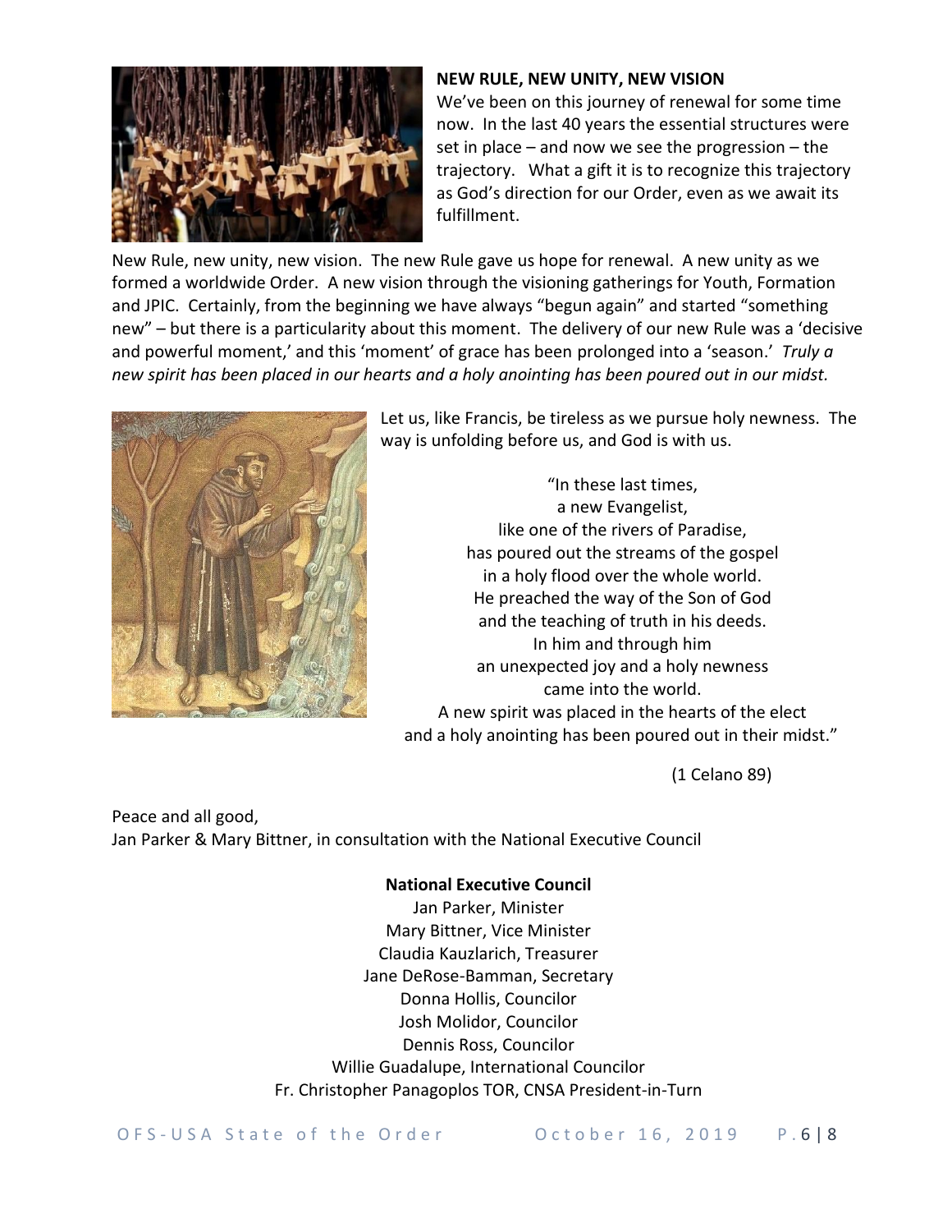**NEW RULE, NEW UNITY, NEW VISION**

We've been on this journey of renewal for some time now. In the last 40 years the essential structures were set in place – and now we see the progression – the trajectory. What a gift it is to recognize this trajectory as God's direction for our Order, even as we await its fulfillment.

New Rule, new unity, new vision. The new Rule gave us hope for renewal. A new unity as we formed a worldwide Order. A new vision through the visioning gatherings for Youth, Formation and JPIC. Certainly, from the beginning we have always "begun again" and started "something new" – but there is a particularity about this moment. The delivery of our new Rule was a 'decisive and powerful moment,' and this 'moment' of grace has been prolonged into a 'season.' *Truly a new spirit has been placed in our hearts and a holy anointing has been poured out in our midst.*

Let us, like Francis, be tireless as we pursue holy newness. The way is unfolding before us, and God is with us.

"In these last times,
a new Evangelist,
like one of the rivers of Paradise,
has poured out the streams of the gospel
in a holy flood over the whole world.
He preached the way of the Son of God
and the teaching of truth in his deeds.
In him and through him
an unexpected joy and a holy newness
came into the world.
A new spirit was placed in the hearts of the elect
and a holy anointing has been poured out in their midst."

(1 Celano 89)

Peace and all good,
Jan Parker & Mary Bittner, in consultation with the National Executive Council

**National Executive Council**

Jan Parker, Minister
Mary Bittner, Vice Minister
Claudia Kauzlarich, Treasurer
Jane DeRose-Bamman, Secretary
Donna Hollis, Councilor
Josh Molidor, Councilor
Dennis Ross, Councilor
Willie Guadalupe, International Councilor
Fr. Christopher Panagoplos TOR, CNSA President-in-Turn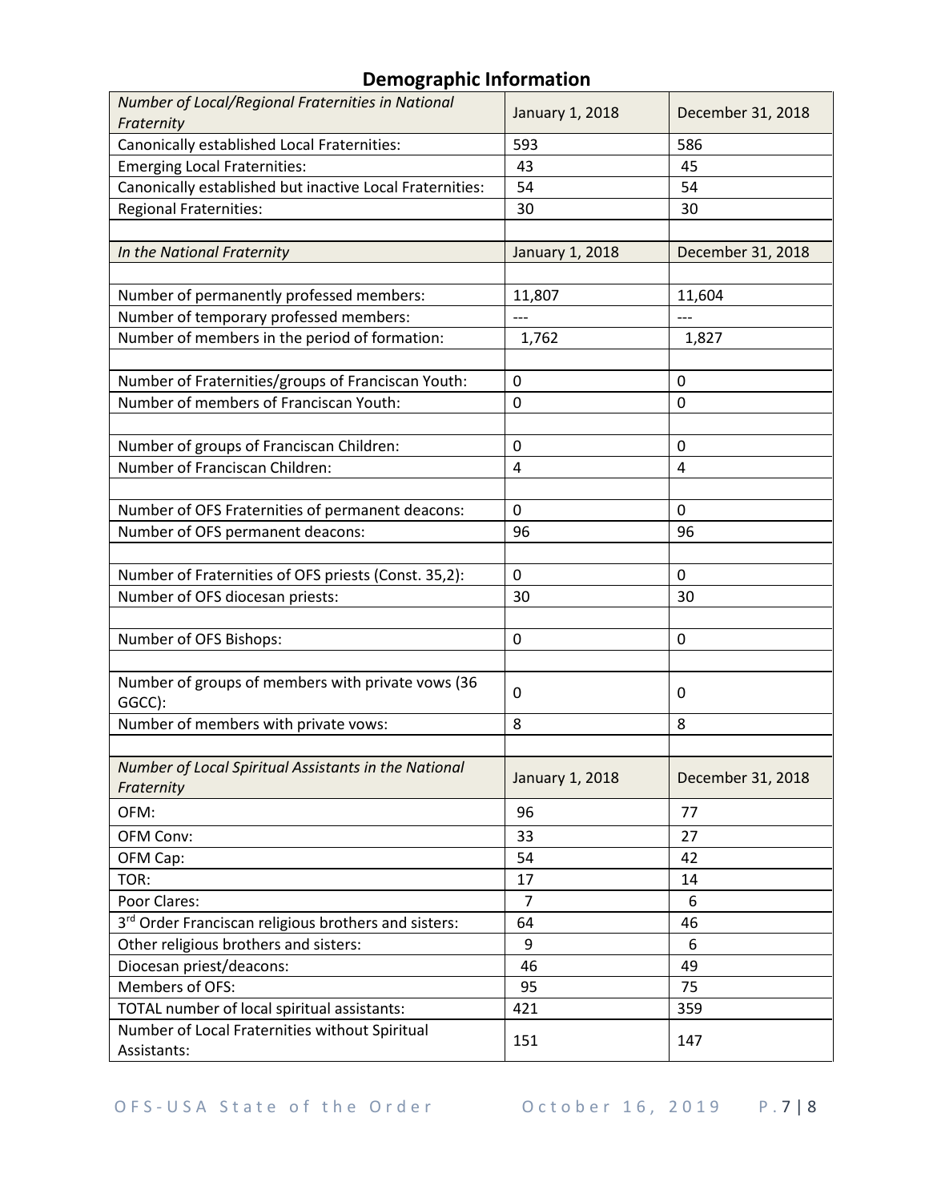## Demographic Information

| *Number of Local/Regional Fraternities in National Fraternity* | January 1, 2018 | December 31, 2018 |
|---|---|---|
| Canonically established Local Fraternities: | 593 | 586 |
| Emerging Local Fraternities: | 43 | 45 |
| Canonically established but inactive Local Fraternities: | 54 | 54 |
| Regional Fraternities: | 30 | 30 |
| | | |
| *In the National Fraternity* | January 1, 2018 | December 31, 2018 |
| | | |
| Number of permanently professed members: | 11,807 | 11,604 |
| Number of temporary professed members: | --- | --- |
| Number of members in the period of formation: | 1,762 | 1,827 |
| | | |
| Number of Fraternities/groups of Franciscan Youth: | 0 | 0 |
| Number of members of Franciscan Youth: | 0 | 0 |
| | | |
| Number of groups of Franciscan Children: | 0 | 0 |
| Number of Franciscan Children: | 4 | 4 |
| | | |
| Number of OFS Fraternities of permanent deacons: | 0 | 0 |
| Number of OFS permanent deacons: | 96 | 96 |
| | | |
| Number of Fraternities of OFS priests (Const. 35,2): | 0 | 0 |
| Number of OFS diocesan priests: | 30 | 30 |
| | | |
| Number of OFS Bishops: | 0 | 0 |
| | | |
| Number of groups of members with private vows (36 GGCC): | 0 | 0 |
| Number of members with private vows: | 8 | 8 |
| | | |
| *Number of Local Spiritual Assistants in the National Fraternity* | January 1, 2018 | December 31, 2018 |
| OFM: | 96 | 77 |
| OFM Conv: | 33 | 27 |
| OFM Cap: | 54 | 42 |
| TOR: | 17 | 14 |
| Poor Clares: | 7 | 6 |
| 3rd Order Franciscan religious brothers and sisters: | 64 | 46 |
| Other religious brothers and sisters: | 9 | 6 |
| Diocesan priest/deacons: | 46 | 49 |
| Members of OFS: | 95 | 75 |
| TOTAL number of local spiritual assistants: | 421 | 359 |
| Number of Local Fraternities without Spiritual Assistants: | 151 | 147 |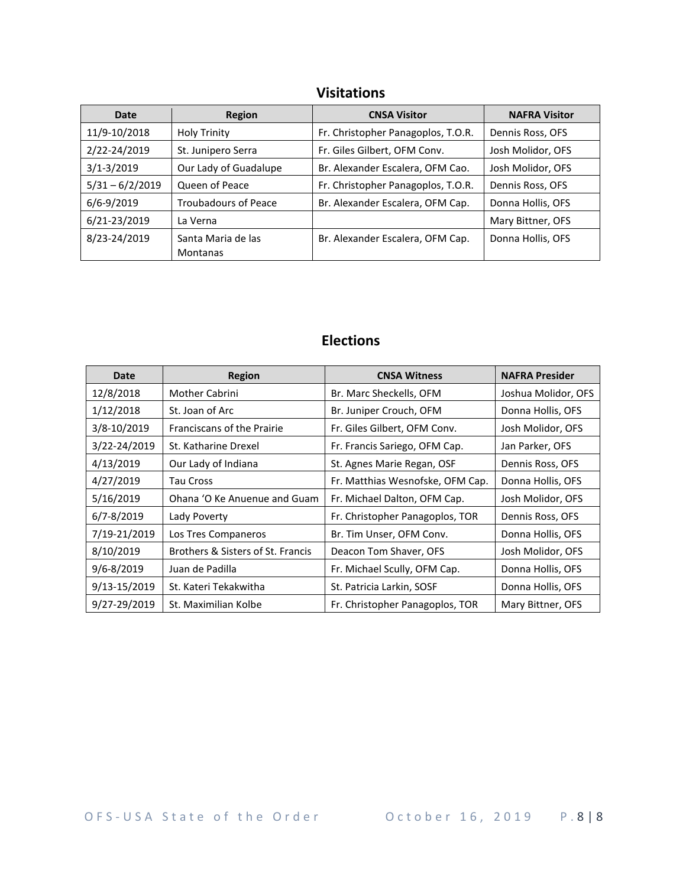## Visitations

| Date | Region | CNSA Visitor | NAFRA Visitor |
|---|---|---|---|
| 11/9-10/2018 | Holy Trinity | Fr. Christopher Panagoplos, T.O.R. | Dennis Ross, OFS |
| 2/22-24/2019 | St. Junipero Serra | Fr. Giles Gilbert, OFM Conv. | Josh Molidor, OFS |
| 3/1-3/2019 | Our Lady of Guadalupe | Br. Alexander Escalera, OFM Cao. | Josh Molidor, OFS |
| 5/31 – 6/2/2019 | Queen of Peace | Fr. Christopher Panagoplos, T.O.R. | Dennis Ross, OFS |
| 6/6-9/2019 | Troubadours of Peace | Br. Alexander Escalera, OFM Cap. | Donna Hollis, OFS |
| 6/21-23/2019 | La Verna | | Mary Bittner, OFS |
| 8/23-24/2019 | Santa Maria de las Montanas | Br. Alexander Escalera, OFM Cap. | Donna Hollis, OFS |

## Elections

| Date | Region | CNSA Witness | NAFRA Presider |
|---|---|---|---|
| 12/8/2018 | Mother Cabrini | Br. Marc Sheckells, OFM | Joshua Molidor, OFS |
| 1/12/2018 | St. Joan of Arc | Br. Juniper Crouch, OFM | Donna Hollis, OFS |
| 3/8-10/2019 | Franciscans of the Prairie | Fr. Giles Gilbert, OFM Conv. | Josh Molidor, OFS |
| 3/22-24/2019 | St. Katharine Drexel | Fr. Francis Sariego, OFM Cap. | Jan Parker, OFS |
| 4/13/2019 | Our Lady of Indiana | St. Agnes Marie Regan, OSF | Dennis Ross, OFS |
| 4/27/2019 | Tau Cross | Fr. Matthias Wesnofske, OFM Cap. | Donna Hollis, OFS |
| 5/16/2019 | Ohana 'O Ke Anuenue and Guam | Fr. Michael Dalton, OFM Cap. | Josh Molidor, OFS |
| 6/7-8/2019 | Lady Poverty | Fr. Christopher Panagoplos, TOR | Dennis Ross, OFS |
| 7/19-21/2019 | Los Tres Companeros | Br. Tim Unser, OFM Conv. | Donna Hollis, OFS |
| 8/10/2019 | Brothers & Sisters of St. Francis | Deacon Tom Shaver, OFS | Josh Molidor, OFS |
| 9/6-8/2019 | Juan de Padilla | Fr. Michael Scully, OFM Cap. | Donna Hollis, OFS |
| 9/13-15/2019 | St. Kateri Tekakwitha | St. Patricia Larkin, SOSF | Donna Hollis, OFS |
| 9/27-29/2019 | St. Maximilian Kolbe | Fr. Christopher Panagoplos, TOR | Mary Bittner, OFS |